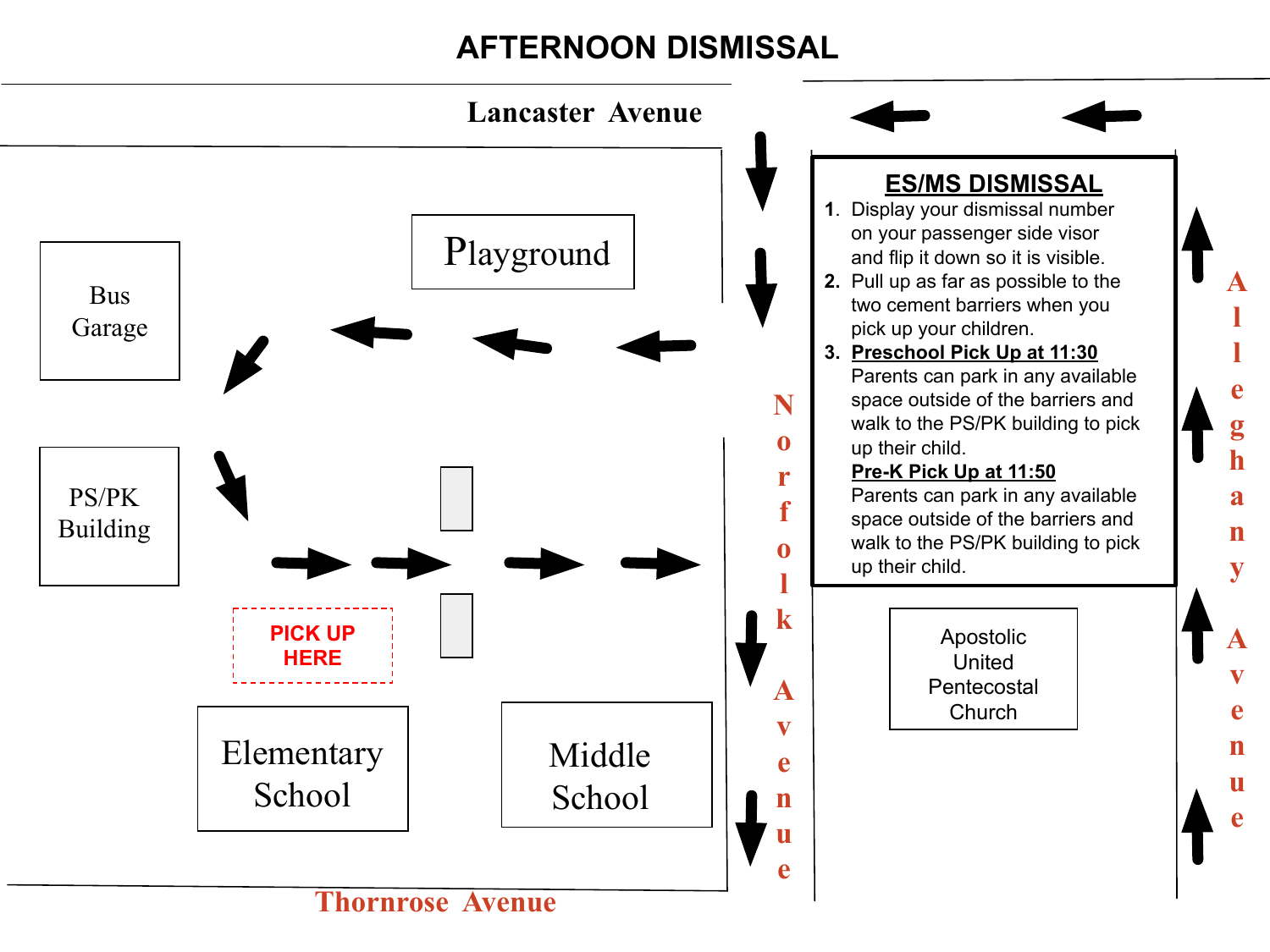# AFTERNOON DISMISSAL

Lancaster Avenue

Bus Garage

Playground

PS/PK Building

PICK UP HERE

Elementary School

Middle School

Thornrose Avenue

Norfolk Avenue

Allegheny Avenue

Apostolic United Pentecostal Church

## ES/MS DISMISSAL

1. Display your dismissal number on your passenger side visor and flip it down so it is visible.
2. Pull up as far as possible to the two cement barriers when you pick up your children.
3. **Preschool Pick Up at 11:30**
   Parents can park in any available space outside of the barriers and walk to the PS/PK building to pick up their child.
   **Pre-K Pick Up at 11:50**
   Parents can park in any available space outside of the barriers and walk to the PS/PK building to pick up their child.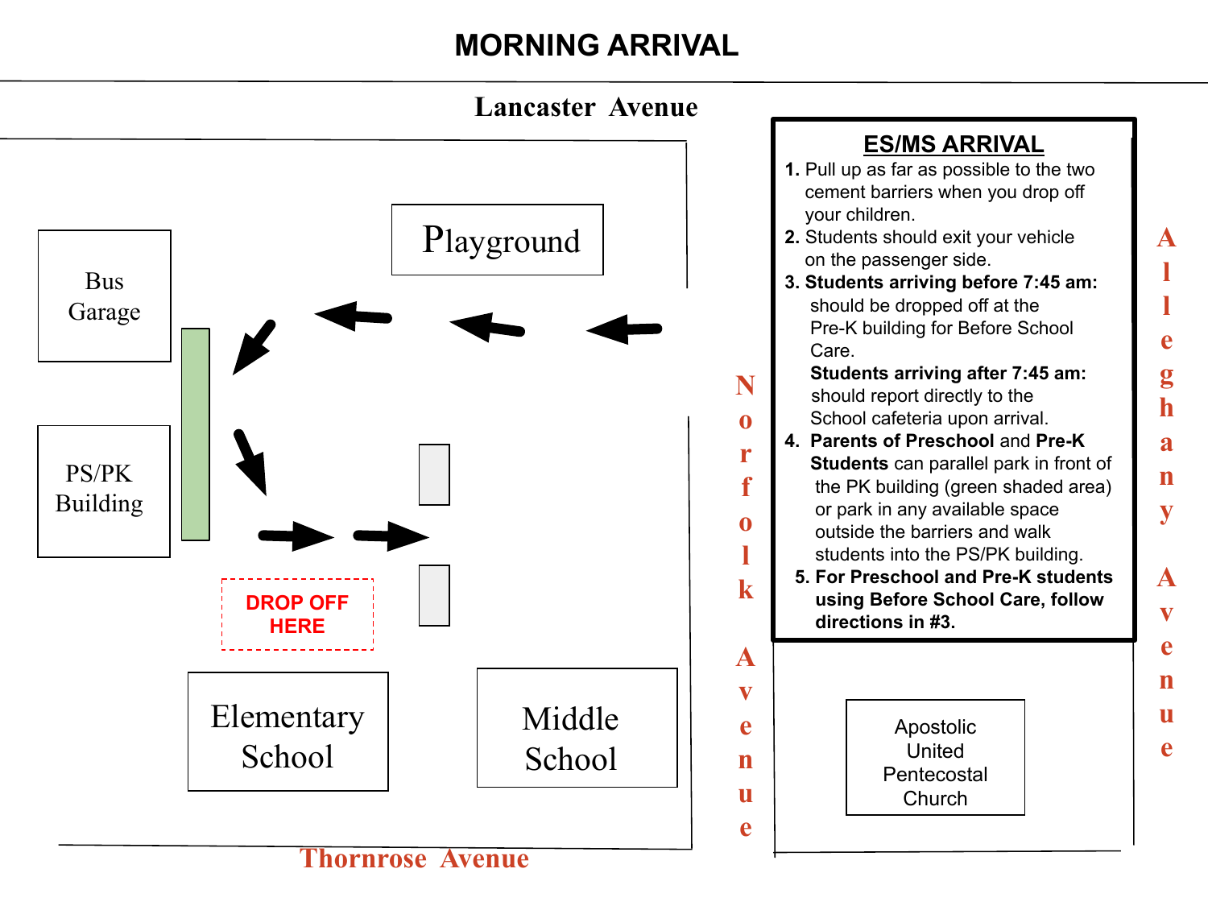# MORNING ARRIVAL

Lancaster Avenue

Bus Garage

PS/PK Building

Playground

DROP OFF HERE

Elementary School

Middle School

Thornrose Avenue

Norfolk Avenue

Allegheny Avenue

Apostolic United Pentecostal Church

## ES/MS ARRIVAL

1. Pull up as far as possible to the two cement barriers when you drop off your children.
2. Students should exit your vehicle on the passenger side.
3. **Students arriving before 7:45 am:** should be dropped off at the Pre-K building for Before School Care.
   **Students arriving after 7:45 am:** should report directly to the School cafeteria upon arrival.
4. **Parents of Preschool** and **Pre-K Students** can parallel park in front of the PK building (green shaded area) or park in any available space outside the barriers and walk students into the PS/PK building.
5. **For Preschool and Pre-K students using Before School Care, follow directions in #3.**